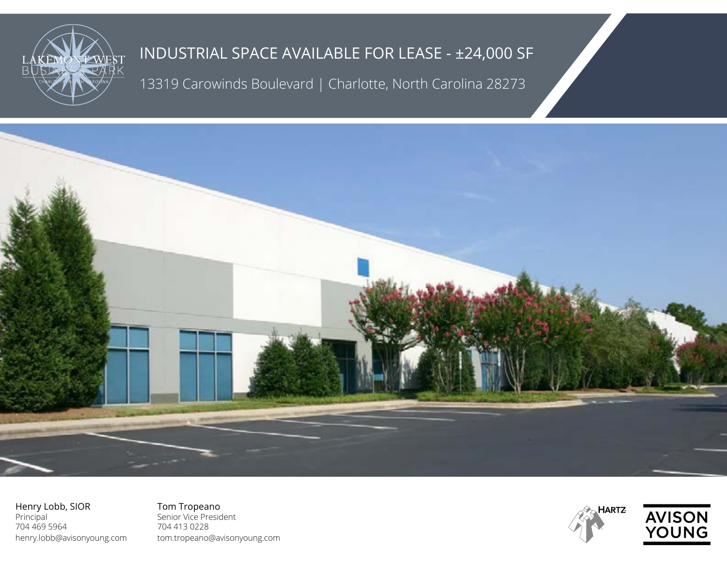# INDUSTRIAL SPACE AVAILABLE FOR LEASE - ±24,000 SF

13319 Carowinds Boulevard | Charlotte, North Carolina 28273

Henry Lobb, SIOR
Principal
704 469 5964
henry.lobb@avisonyoung.com

Tom Tropeano
Senior Vice President
704 413 0228
tom.tropeano@avisonyoung.com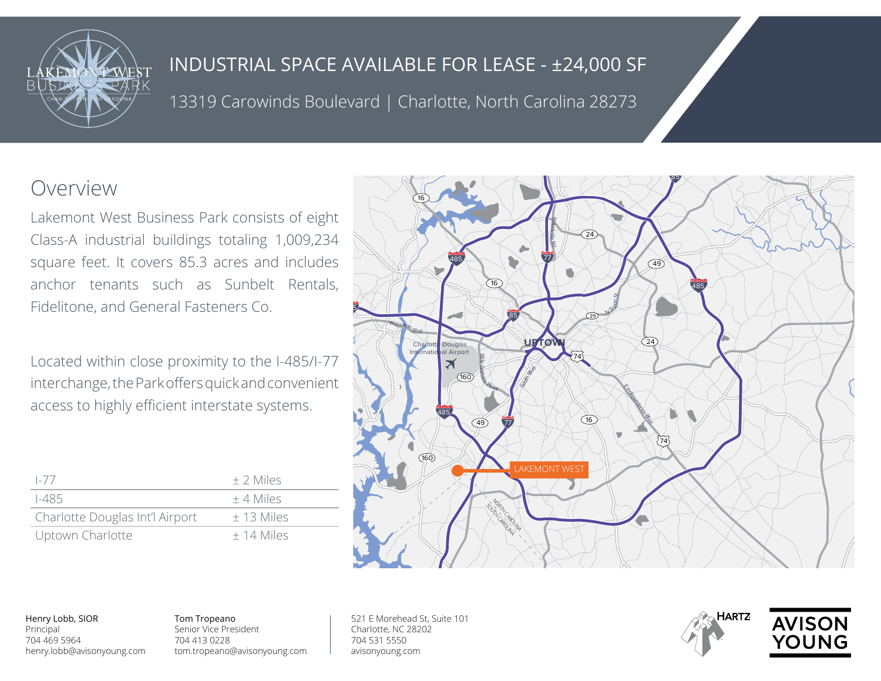# INDUSTRIAL SPACE AVAILABLE FOR LEASE - ±24,000 SF

13319 Carowinds Boulevard | Charlotte, North Carolina 28273

## Overview

Lakemont West Business Park consists of eight Class-A industrial buildings totaling 1,009,234 square feet. It covers 85.3 acres and includes anchor tenants such as Sunbelt Rentals, Fidelitone, and General Fasteners Co.

Located within close proximity to the I-485/I-77 interchange, the Park offers quick and convenient access to highly efficient interstate systems.

| | |
|---|---|
| I-77 | ± 2 Miles |
| I-485 | ± 4 Miles |
| Charlotte Douglas Int'l Airport | ± 13 Miles |
| Uptown Charlotte | ± 14 Miles |

LAKEMONT WEST

Henry Lobb, SIOR
Principal
704 469 5964
henry.lobb@avisonyoung.com

Tom Tropeano
Senior Vice President
704 413 0228
tom.tropeano@avisonyoung.com

521 E Morehead St, Suite 101
Charlotte, NC 28202
704 531 5550
avisonyoung.com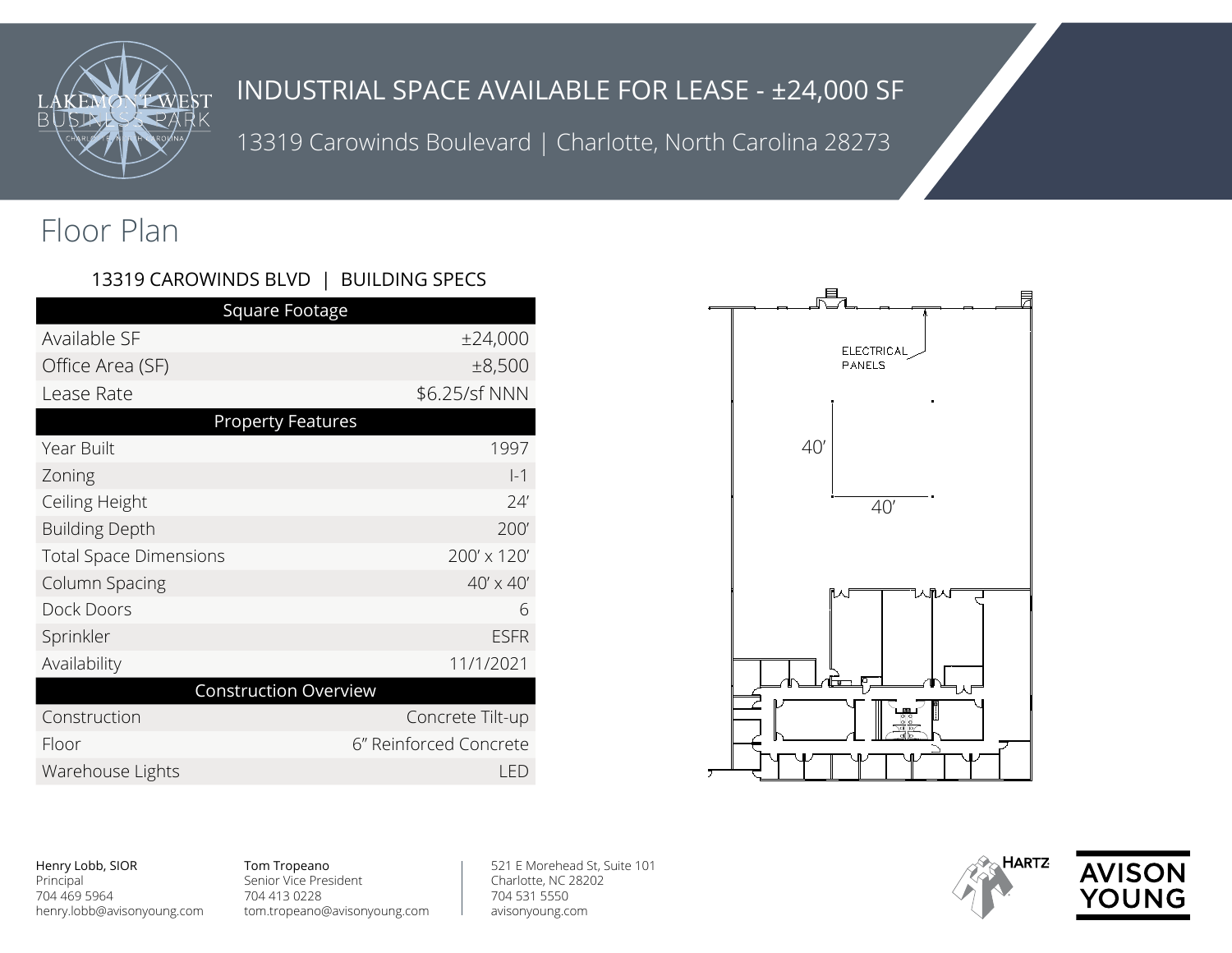# INDUSTRIAL SPACE AVAILABLE FOR LEASE - ±24,000 SF

13319 Carowinds Boulevard | Charlotte, North Carolina 28273

## Floor Plan

### 13319 CAROWINDS BLVD | BUILDING SPECS

| Square Footage | |
|---|---|
| Available SF | ±24,000 |
| Office Area (SF) | ±8,500 |
| Lease Rate | $6.25/sf NNN |
| **Property Features** | |
| Year Built | 1997 |
| Zoning | I-1 |
| Ceiling Height | 24′ |
| Building Depth | 200′ |
| Total Space Dimensions | 200′ x 120′ |
| Column Spacing | 40′ x 40′ |
| Dock Doors | 6 |
| Sprinkler | ESFR |
| Availability | 11/1/2021 |
| **Construction Overview** | |
| Construction | Concrete Tilt-up |
| Floor | 6″ Reinforced Concrete |
| Warehouse Lights | LED |

ELECTRICAL PANELS

40′

40′

Henry Lobb, SIOR
Principal
704 469 5964
henry.lobb@avisonyoung.com

Tom Tropeano
Senior Vice President
704 413 0228
tom.tropeano@avisonyoung.com

521 E Morehead St, Suite 101
Charlotte, NC 28202
704 531 5550
avisonyoung.com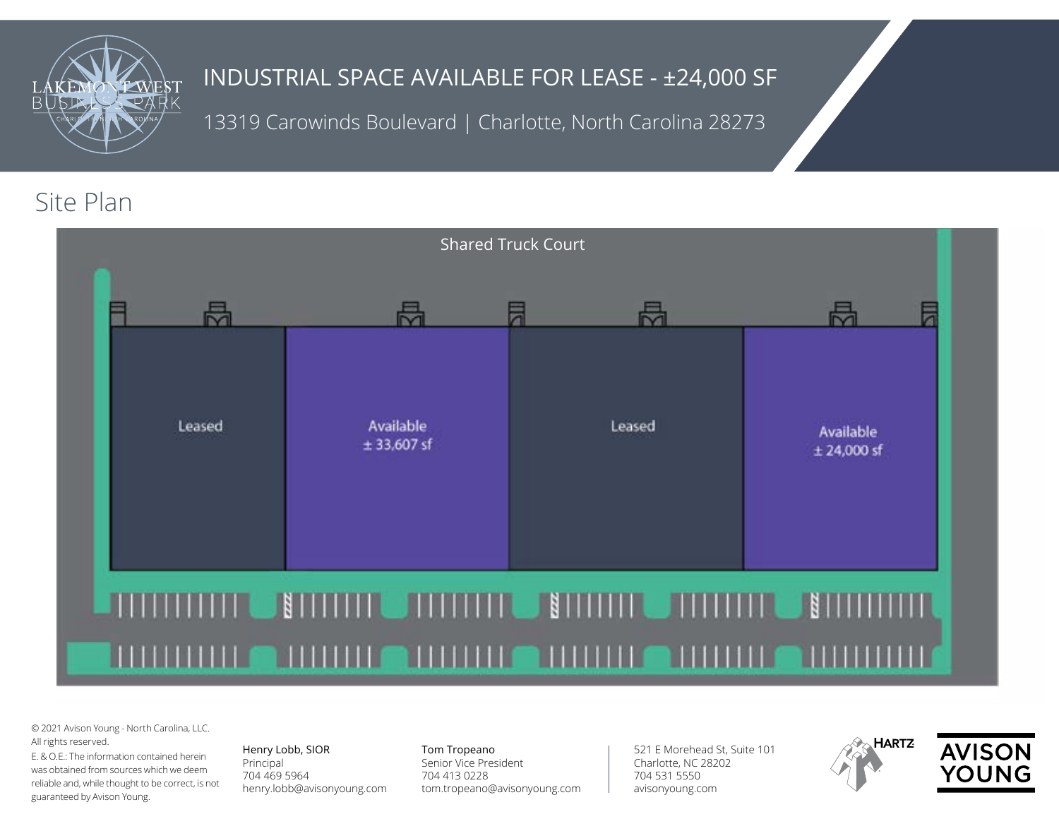# INDUSTRIAL SPACE AVAILABLE FOR LEASE - ±24,000 SF

13319 Carowinds Boulevard | Charlotte, North Carolina 28273

## Site Plan

Shared Truck Court

Leased

Available
± 33,607 sf

Leased

Available
± 24,000 sf

© 2021 Avison Young - North Carolina, LLC. All rights reserved.

E. & O.E.: The information contained herein was obtained from sources which we deem reliable and, while thought to be correct, is not guaranteed by Avison Young.

Henry Lobb, SIOR
Principal
704 469 5964
henry.lobb@avisonyoung.com

Tom Tropeano
Senior Vice President
704 413 0228
tom.tropeano@avisonyoung.com

521 E Morehead St, Suite 101
Charlotte, NC 28202
704 531 5550
avisonyoung.com